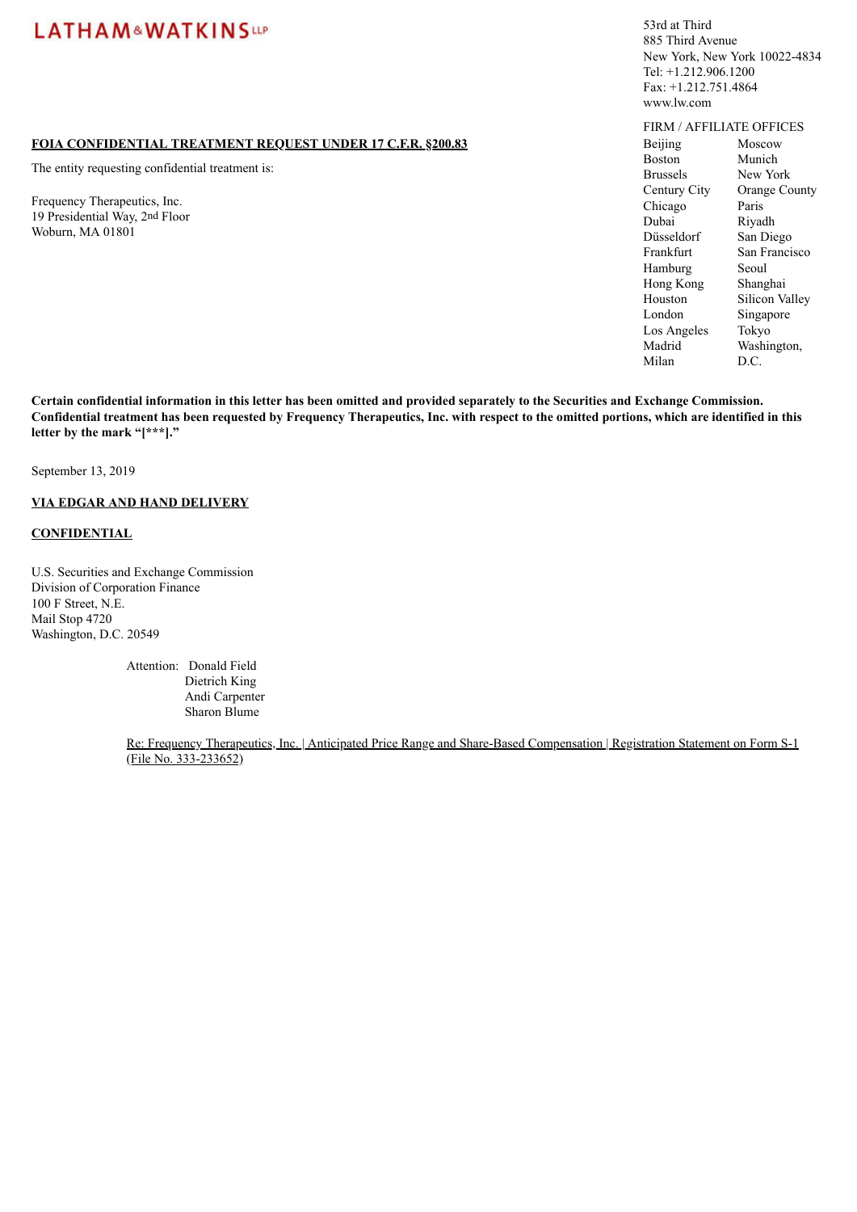LATHAM&WATKINS LLP

53rd at Third
885 Third Avenue
New York, New York 10022-4834
Tel: +1.212.906.1200
Fax: +1.212.751.4864
www.lw.com

FIRM / AFFILIATE OFFICES

| | |
|---|---|
| Beijing | Moscow |
| Boston | Munich |
| Brussels | New York |
| Century City | Orange County |
| Chicago | Paris |
| Dubai | Riyadh |
| Düsseldorf | San Diego |
| Frankfurt | San Francisco |
| Hamburg | Seoul |
| Hong Kong | Shanghai |
| Houston | Silicon Valley |
| London | Singapore |
| Los Angeles | Tokyo |
| Madrid | Washington, D.C. |
| Milan | |

**FOIA CONFIDENTIAL TREATMENT REQUEST UNDER 17 C.F.R. §200.83**

The entity requesting confidential treatment is:

Frequency Therapeutics, Inc.
19 Presidential Way, 2nd Floor
Woburn, MA 01801

**Certain confidential information in this letter has been omitted and provided separately to the Securities and Exchange Commission. Confidential treatment has been requested by Frequency Therapeutics, Inc. with respect to the omitted portions, which are identified in this letter by the mark "[***]."**

September 13, 2019

**VIA EDGAR AND HAND DELIVERY**

**CONFIDENTIAL**

U.S. Securities and Exchange Commission
Division of Corporation Finance
100 F Street, N.E.
Mail Stop 4720
Washington, D.C. 20549

Attention: Donald Field
Dietrich King
Andi Carpenter
Sharon Blume

Re: Frequency Therapeutics, Inc. | Anticipated Price Range and Share-Based Compensation | Registration Statement on Form S-1 (File No. 333-233652)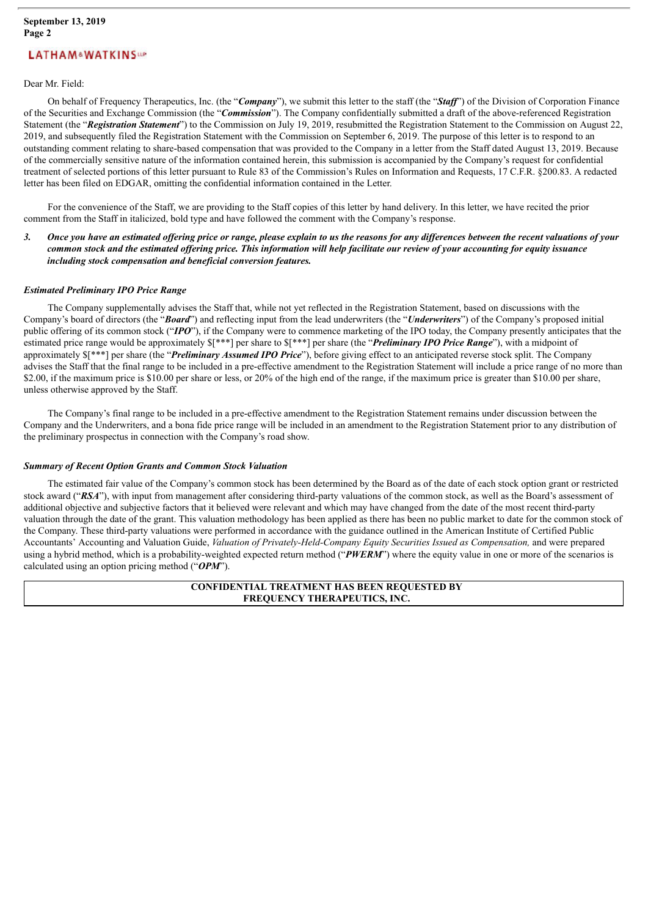Dear Mr. Field:

On behalf of Frequency Therapeutics, Inc. (the "***Company***"), we submit this letter to the staff (the "***Staff***") of the Division of Corporation Finance of the Securities and Exchange Commission (the "***Commission***"). The Company confidentially submitted a draft of the above-referenced Registration Statement (the "***Registration Statement***") to the Commission on July 19, 2019, resubmitted the Registration Statement to the Commission on August 22, 2019, and subsequently filed the Registration Statement with the Commission on September 6, 2019. The purpose of this letter is to respond to an outstanding comment relating to share-based compensation that was provided to the Company in a letter from the Staff dated August 13, 2019. Because of the commercially sensitive nature of the information contained herein, this submission is accompanied by the Company's request for confidential treatment of selected portions of this letter pursuant to Rule 83 of the Commission's Rules on Information and Requests, 17 C.F.R. §200.83. A redacted letter has been filed on EDGAR, omitting the confidential information contained in the Letter.

For the convenience of the Staff, we are providing to the Staff copies of this letter by hand delivery. In this letter, we have recited the prior comment from the Staff in italicized, bold type and have followed the comment with the Company's response.

***3. Once you have an estimated offering price or range, please explain to us the reasons for any differences between the recent valuations of your common stock and the estimated offering price. This information will help facilitate our review of your accounting for equity issuance including stock compensation and beneficial conversion features.***

*Estimated Preliminary IPO Price Range*

The Company supplementally advises the Staff that, while not yet reflected in the Registration Statement, based on discussions with the Company's board of directors (the "***Board***") and reflecting input from the lead underwriters (the "***Underwriters***") of the Company's proposed initial public offering of its common stock ("***IPO***"), if the Company were to commence marketing of the IPO today, the Company presently anticipates that the estimated price range would be approximately $[***] per share to $[***] per share (the "***Preliminary IPO Price Range***"), with a midpoint of approximately $[***] per share (the "***Preliminary Assumed IPO Price***"), before giving effect to an anticipated reverse stock split. The Company advises the Staff that the final range to be included in a pre-effective amendment to the Registration Statement will include a price range of no more than $2.00, if the maximum price is $10.00 per share or less, or 20% of the high end of the range, if the maximum price is greater than $10.00 per share, unless otherwise approved by the Staff.

The Company's final range to be included in a pre-effective amendment to the Registration Statement remains under discussion between the Company and the Underwriters, and a bona fide price range will be included in an amendment to the Registration Statement prior to any distribution of the preliminary prospectus in connection with the Company's road show.

*Summary of Recent Option Grants and Common Stock Valuation*

The estimated fair value of the Company's common stock has been determined by the Board as of the date of each stock option grant or restricted stock award ("***RSA***"), with input from management after considering third-party valuations of the common stock, as well as the Board's assessment of additional objective and subjective factors that it believed were relevant and which may have changed from the date of the most recent third-party valuation through the date of the grant. This valuation methodology has been applied as there has been no public market to date for the common stock of the Company. These third-party valuations were performed in accordance with the guidance outlined in the American Institute of Certified Public Accountants' Accounting and Valuation Guide, *Valuation of Privately-Held-Company Equity Securities Issued as Compensation,* and were prepared using a hybrid method, which is a probability-weighted expected return method ("***PWERM***") where the equity value in one or more of the scenarios is calculated using an option pricing method ("***OPM***").

**CONFIDENTIAL TREATMENT HAS BEEN REQUESTED BY FREQUENCY THERAPEUTICS, INC.**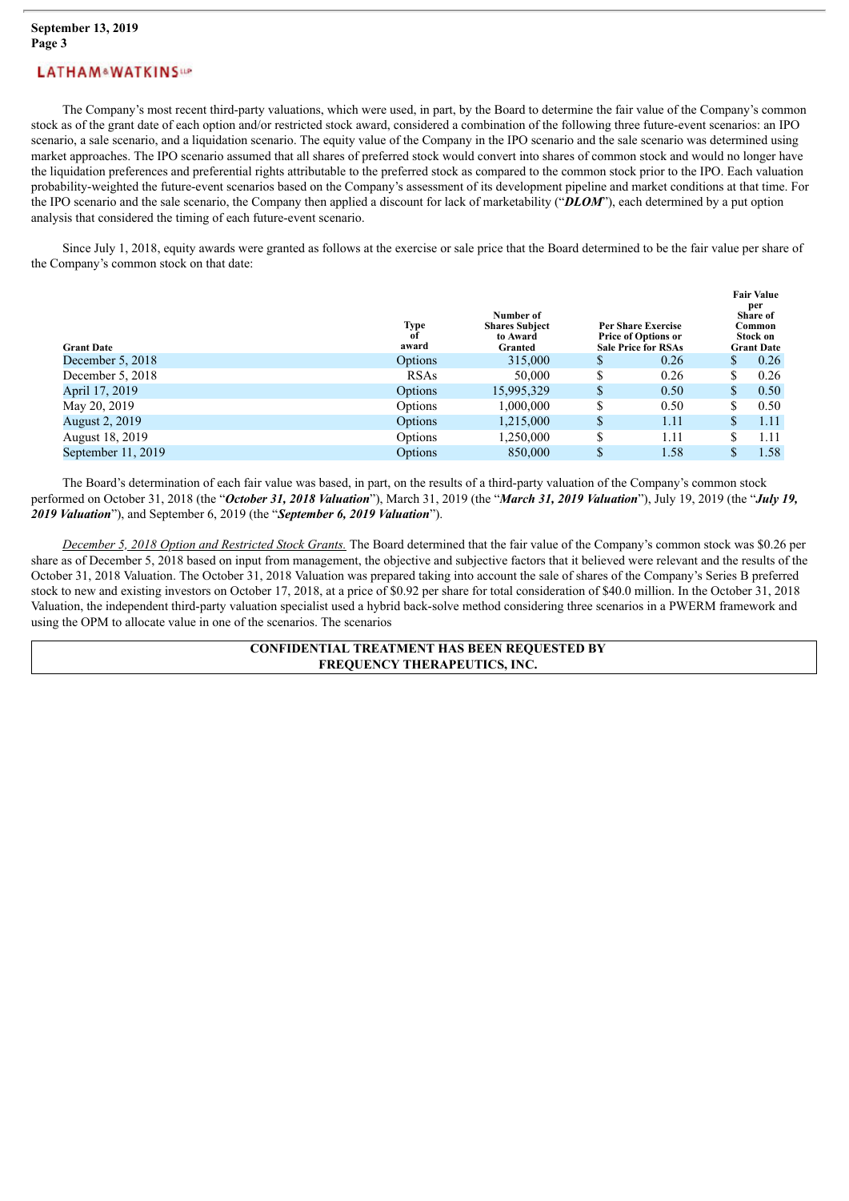The Company's most recent third-party valuations, which were used, in part, by the Board to determine the fair value of the Company's common stock as of the grant date of each option and/or restricted stock award, considered a combination of the following three future-event scenarios: an IPO scenario, a sale scenario, and a liquidation scenario. The equity value of the Company in the IPO scenario and the sale scenario was determined using market approaches. The IPO scenario assumed that all shares of preferred stock would convert into shares of common stock and would no longer have the liquidation preferences and preferential rights attributable to the preferred stock as compared to the common stock prior to the IPO. Each valuation probability-weighted the future-event scenarios based on the Company's assessment of its development pipeline and market conditions at that time. For the IPO scenario and the sale scenario, the Company then applied a discount for lack of marketability ("***DLOM***"), each determined by a put option analysis that considered the timing of each future-event scenario.

Since July 1, 2018, equity awards were granted as follows at the exercise or sale price that the Board determined to be the fair value per share of the Company's common stock on that date:

| Grant Date | Type of award | Number of Shares Subject to Award Granted | Per Share Exercise Price of Options or Sale Price for RSAs | Fair Value per Share of Common Stock on Grant Date |
|---|---|---|---|---|
| December 5, 2018 | Options | 315,000 | $ 0.26 | $ 0.26 |
| December 5, 2018 | RSAs | 50,000 | $ 0.26 | $ 0.26 |
| April 17, 2019 | Options | 15,995,329 | $ 0.50 | $ 0.50 |
| May 20, 2019 | Options | 1,000,000 | $ 0.50 | $ 0.50 |
| August 2, 2019 | Options | 1,215,000 | $ 1.11 | $ 1.11 |
| August 18, 2019 | Options | 1,250,000 | $ 1.11 | $ 1.11 |
| September 11, 2019 | Options | 850,000 | $ 1.58 | $ 1.58 |

The Board's determination of each fair value was based, in part, on the results of a third-party valuation of the Company's common stock performed on October 31, 2018 (the "***October 31, 2018 Valuation***"), March 31, 2019 (the "***March 31, 2019 Valuation***"), July 19, 2019 (the "***July 19, 2019 Valuation***"), and September 6, 2019 (the "***September 6, 2019 Valuation***").

*December 5, 2018 Option and Restricted Stock Grants.* The Board determined that the fair value of the Company's common stock was $0.26 per share as of December 5, 2018 based on input from management, the objective and subjective factors that it believed were relevant and the results of the October 31, 2018 Valuation. The October 31, 2018 Valuation was prepared taking into account the sale of shares of the Company's Series B preferred stock to new and existing investors on October 17, 2018, at a price of $0.92 per share for total consideration of $40.0 million. In the October 31, 2018 Valuation, the independent third-party valuation specialist used a hybrid back-solve method considering three scenarios in a PWERM framework and using the OPM to allocate value in one of the scenarios. The scenarios

**CONFIDENTIAL TREATMENT HAS BEEN REQUESTED BY FREQUENCY THERAPEUTICS, INC.**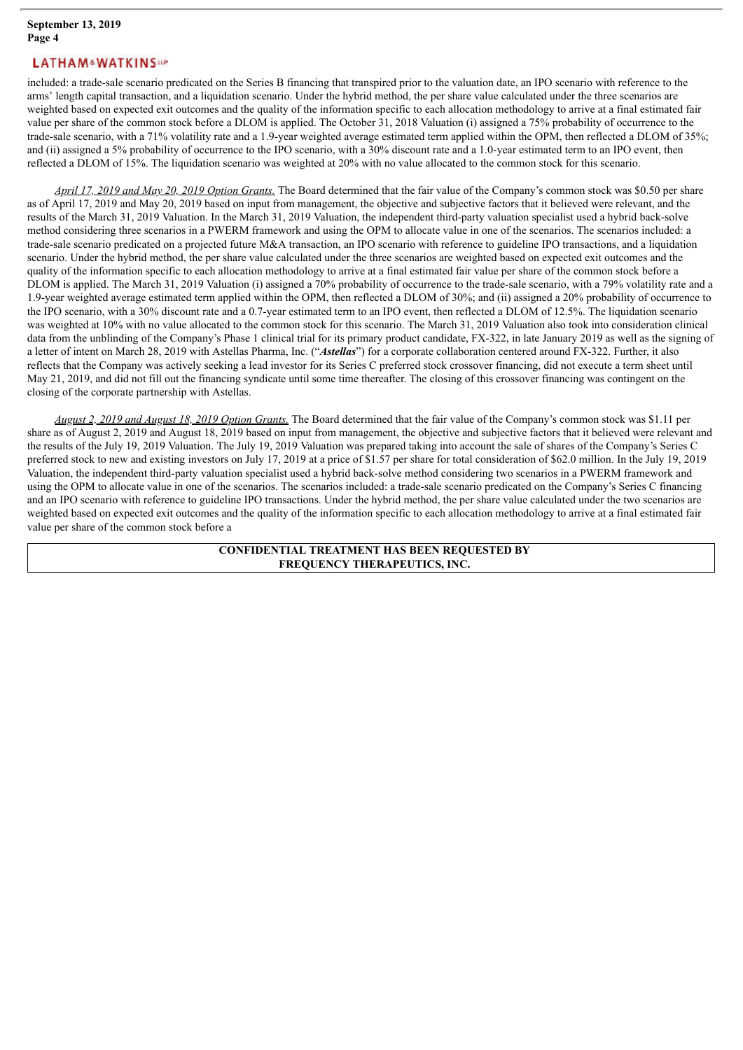included: a trade-sale scenario predicated on the Series B financing that transpired prior to the valuation date, an IPO scenario with reference to the arms' length capital transaction, and a liquidation scenario. Under the hybrid method, the per share value calculated under the three scenarios are weighted based on expected exit outcomes and the quality of the information specific to each allocation methodology to arrive at a final estimated fair value per share of the common stock before a DLOM is applied. The October 31, 2018 Valuation (i) assigned a 75% probability of occurrence to the trade-sale scenario, with a 71% volatility rate and a 1.9-year weighted average estimated term applied within the OPM, then reflected a DLOM of 35%; and (ii) assigned a 5% probability of occurrence to the IPO scenario, with a 30% discount rate and a 1.0-year estimated term to an IPO event, then reflected a DLOM of 15%. The liquidation scenario was weighted at 20% with no value allocated to the common stock for this scenario.

*April 17, 2019 and May 20, 2019 Option Grants.* The Board determined that the fair value of the Company's common stock was $0.50 per share as of April 17, 2019 and May 20, 2019 based on input from management, the objective and subjective factors that it believed were relevant, and the results of the March 31, 2019 Valuation. In the March 31, 2019 Valuation, the independent third-party valuation specialist used a hybrid back-solve method considering three scenarios in a PWERM framework and using the OPM to allocate value in one of the scenarios. The scenarios included: a trade-sale scenario predicated on a projected future M&A transaction, an IPO scenario with reference to guideline IPO transactions, and a liquidation scenario. Under the hybrid method, the per share value calculated under the three scenarios are weighted based on expected exit outcomes and the quality of the information specific to each allocation methodology to arrive at a final estimated fair value per share of the common stock before a DLOM is applied. The March 31, 2019 Valuation (i) assigned a 70% probability of occurrence to the trade-sale scenario, with a 79% volatility rate and a 1.9-year weighted average estimated term applied within the OPM, then reflected a DLOM of 30%; and (ii) assigned a 20% probability of occurrence to the IPO scenario, with a 30% discount rate and a 0.7-year estimated term to an IPO event, then reflected a DLOM of 12.5%. The liquidation scenario was weighted at 10% with no value allocated to the common stock for this scenario. The March 31, 2019 Valuation also took into consideration clinical data from the unblinding of the Company's Phase 1 clinical trial for its primary product candidate, FX-322, in late January 2019 as well as the signing of a letter of intent on March 28, 2019 with Astellas Pharma, Inc. ("***Astellas***") for a corporate collaboration centered around FX-322. Further, it also reflects that the Company was actively seeking a lead investor for its Series C preferred stock crossover financing, did not execute a term sheet until May 21, 2019, and did not fill out the financing syndicate until some time thereafter. The closing of this crossover financing was contingent on the closing of the corporate partnership with Astellas.

*August 2, 2019 and August 18, 2019 Option Grants.* The Board determined that the fair value of the Company's common stock was $1.11 per share as of August 2, 2019 and August 18, 2019 based on input from management, the objective and subjective factors that it believed were relevant and the results of the July 19, 2019 Valuation. The July 19, 2019 Valuation was prepared taking into account the sale of shares of the Company's Series C preferred stock to new and existing investors on July 17, 2019 at a price of $1.57 per share for total consideration of $62.0 million. In the July 19, 2019 Valuation, the independent third-party valuation specialist used a hybrid back-solve method considering two scenarios in a PWERM framework and using the OPM to allocate value in one of the scenarios. The scenarios included: a trade-sale scenario predicated on the Company's Series C financing and an IPO scenario with reference to guideline IPO transactions. Under the hybrid method, the per share value calculated under the two scenarios are weighted based on expected exit outcomes and the quality of the information specific to each allocation methodology to arrive at a final estimated fair value per share of the common stock before a

**CONFIDENTIAL TREATMENT HAS BEEN REQUESTED BY FREQUENCY THERAPEUTICS, INC.**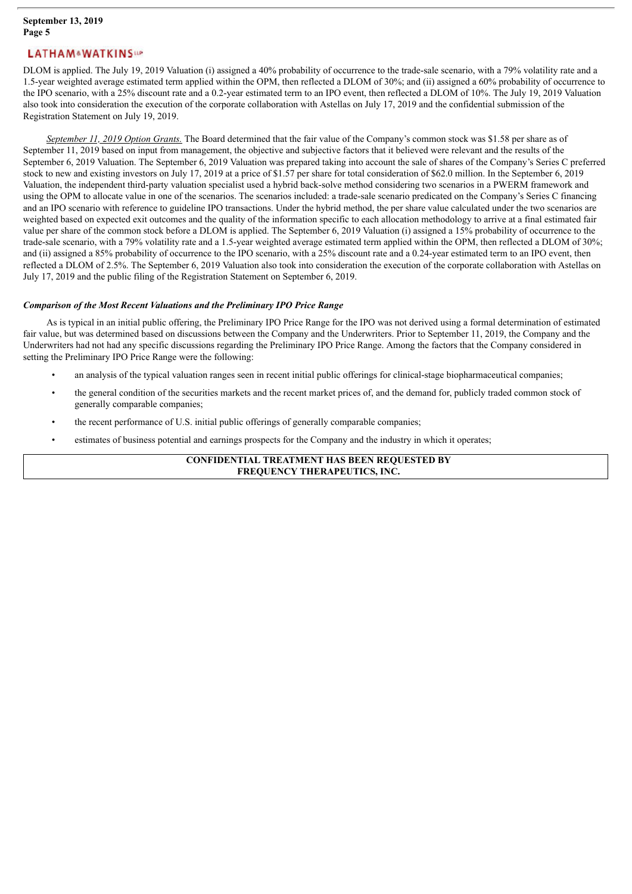DLOM is applied. The July 19, 2019 Valuation (i) assigned a 40% probability of occurrence to the trade-sale scenario, with a 79% volatility rate and a 1.5-year weighted average estimated term applied within the OPM, then reflected a DLOM of 30%; and (ii) assigned a 60% probability of occurrence to the IPO scenario, with a 25% discount rate and a 0.2-year estimated term to an IPO event, then reflected a DLOM of 10%. The July 19, 2019 Valuation also took into consideration the execution of the corporate collaboration with Astellas on July 17, 2019 and the confidential submission of the Registration Statement on July 19, 2019.

*September 11, 2019 Option Grants.* The Board determined that the fair value of the Company's common stock was $1.58 per share as of September 11, 2019 based on input from management, the objective and subjective factors that it believed were relevant and the results of the September 6, 2019 Valuation. The September 6, 2019 Valuation was prepared taking into account the sale of shares of the Company's Series C preferred stock to new and existing investors on July 17, 2019 at a price of $1.57 per share for total consideration of $62.0 million. In the September 6, 2019 Valuation, the independent third-party valuation specialist used a hybrid back-solve method considering two scenarios in a PWERM framework and using the OPM to allocate value in one of the scenarios. The scenarios included: a trade-sale scenario predicated on the Company's Series C financing and an IPO scenario with reference to guideline IPO transactions. Under the hybrid method, the per share value calculated under the two scenarios are weighted based on expected exit outcomes and the quality of the information specific to each allocation methodology to arrive at a final estimated fair value per share of the common stock before a DLOM is applied. The September 6, 2019 Valuation (i) assigned a 15% probability of occurrence to the trade-sale scenario, with a 79% volatility rate and a 1.5-year weighted average estimated term applied within the OPM, then reflected a DLOM of 30%; and (ii) assigned a 85% probability of occurrence to the IPO scenario, with a 25% discount rate and a 0.24-year estimated term to an IPO event, then reflected a DLOM of 2.5%. The September 6, 2019 Valuation also took into consideration the execution of the corporate collaboration with Astellas on July 17, 2019 and the public filing of the Registration Statement on September 6, 2019.

***Comparison of the Most Recent Valuations and the Preliminary IPO Price Range***

As is typical in an initial public offering, the Preliminary IPO Price Range for the IPO was not derived using a formal determination of estimated fair value, but was determined based on discussions between the Company and the Underwriters. Prior to September 11, 2019, the Company and the Underwriters had not had any specific discussions regarding the Preliminary IPO Price Range. Among the factors that the Company considered in setting the Preliminary IPO Price Range were the following:

- an analysis of the typical valuation ranges seen in recent initial public offerings for clinical-stage biopharmaceutical companies;
- the general condition of the securities markets and the recent market prices of, and the demand for, publicly traded common stock of generally comparable companies;
- the recent performance of U.S. initial public offerings of generally comparable companies;
- estimates of business potential and earnings prospects for the Company and the industry in which it operates;

**CONFIDENTIAL TREATMENT HAS BEEN REQUESTED BY FREQUENCY THERAPEUTICS, INC.**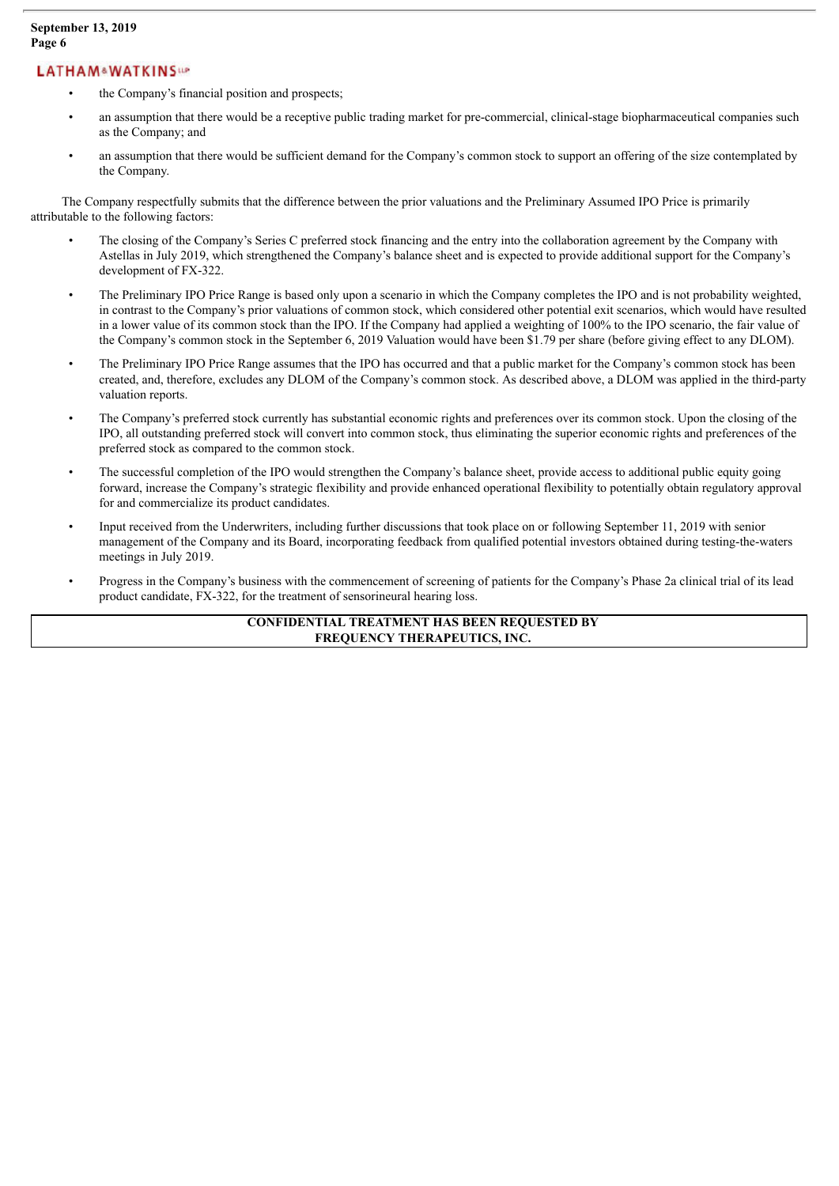- the Company's financial position and prospects;
- an assumption that there would be a receptive public trading market for pre-commercial, clinical-stage biopharmaceutical companies such as the Company; and
- an assumption that there would be sufficient demand for the Company's common stock to support an offering of the size contemplated by the Company.

The Company respectfully submits that the difference between the prior valuations and the Preliminary Assumed IPO Price is primarily attributable to the following factors:

- The closing of the Company's Series C preferred stock financing and the entry into the collaboration agreement by the Company with Astellas in July 2019, which strengthened the Company's balance sheet and is expected to provide additional support for the Company's development of FX-322.
- The Preliminary IPO Price Range is based only upon a scenario in which the Company completes the IPO and is not probability weighted, in contrast to the Company's prior valuations of common stock, which considered other potential exit scenarios, which would have resulted in a lower value of its common stock than the IPO. If the Company had applied a weighting of 100% to the IPO scenario, the fair value of the Company's common stock in the September 6, 2019 Valuation would have been $1.79 per share (before giving effect to any DLOM).
- The Preliminary IPO Price Range assumes that the IPO has occurred and that a public market for the Company's common stock has been created, and, therefore, excludes any DLOM of the Company's common stock. As described above, a DLOM was applied in the third-party valuation reports.
- The Company's preferred stock currently has substantial economic rights and preferences over its common stock. Upon the closing of the IPO, all outstanding preferred stock will convert into common stock, thus eliminating the superior economic rights and preferences of the preferred stock as compared to the common stock.
- The successful completion of the IPO would strengthen the Company's balance sheet, provide access to additional public equity going forward, increase the Company's strategic flexibility and provide enhanced operational flexibility to potentially obtain regulatory approval for and commercialize its product candidates.
- Input received from the Underwriters, including further discussions that took place on or following September 11, 2019 with senior management of the Company and its Board, incorporating feedback from qualified potential investors obtained during testing-the-waters meetings in July 2019.
- Progress in the Company's business with the commencement of screening of patients for the Company's Phase 2a clinical trial of its lead product candidate, FX-322, for the treatment of sensorineural hearing loss.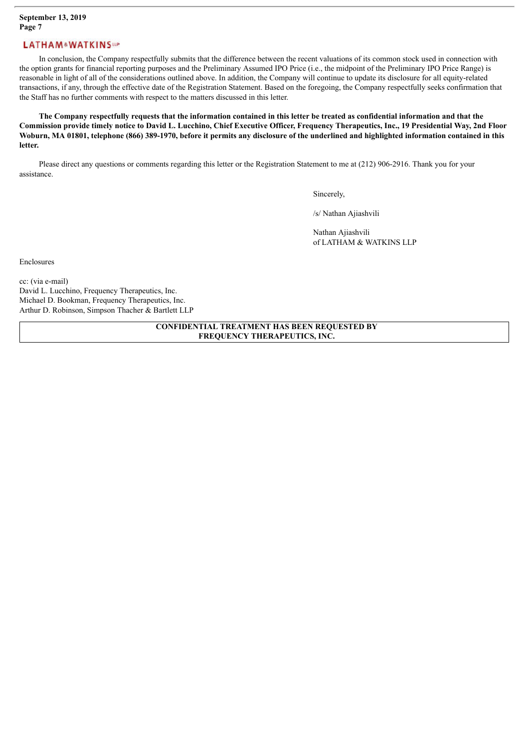In conclusion, the Company respectfully submits that the difference between the recent valuations of its common stock used in connection with the option grants for financial reporting purposes and the Preliminary Assumed IPO Price (i.e., the midpoint of the Preliminary IPO Price Range) is reasonable in light of all of the considerations outlined above. In addition, the Company will continue to update its disclosure for all equity-related transactions, if any, through the effective date of the Registration Statement. Based on the foregoing, the Company respectfully seeks confirmation that the Staff has no further comments with respect to the matters discussed in this letter.

**The Company respectfully requests that the information contained in this letter be treated as confidential information and that the Commission provide timely notice to David L. Lucchino, Chief Executive Officer, Frequency Therapeutics, Inc., 19 Presidential Way, 2nd Floor Woburn, MA 01801, telephone (866) 389-1970, before it permits any disclosure of the underlined and highlighted information contained in this letter.**

Please direct any questions or comments regarding this letter or the Registration Statement to me at (212) 906-2916. Thank you for your assistance.

Sincerely,

/s/ Nathan Ajiashvili

Nathan Ajiashvili
of LATHAM & WATKINS LLP

Enclosures

cc: (via e-mail)
David L. Lucchino, Frequency Therapeutics, Inc.
Michael D. Bookman, Frequency Therapeutics, Inc.
Arthur D. Robinson, Simpson Thacher & Bartlett LLP

**CONFIDENTIAL TREATMENT HAS BEEN REQUESTED BY FREQUENCY THERAPEUTICS, INC.**